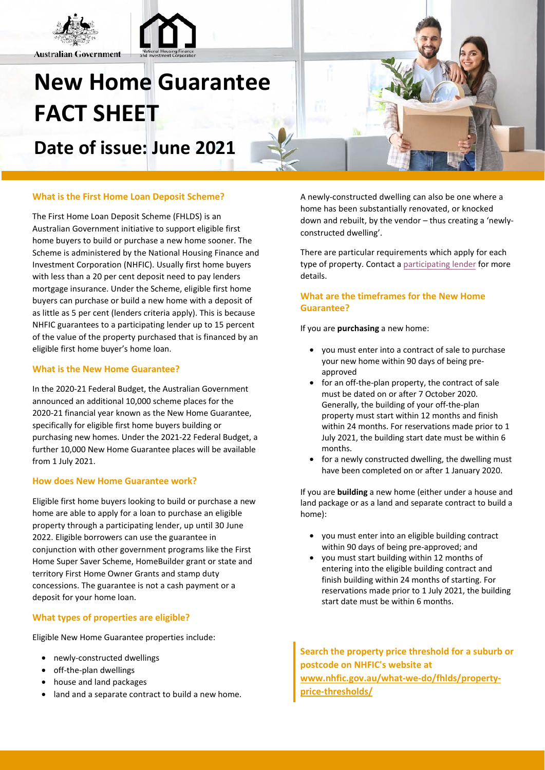Australian Government

National Housing Finance and Investment Corporation

# New Home Guarantee FACT SHEET

## Date of issue: June 2021

### What is the First Home Loan Deposit Scheme?

The First Home Loan Deposit Scheme (FHLDS) is an Australian Government initiative to support eligible first home buyers to build or purchase a new home sooner. The Scheme is administered by the National Housing Finance and Investment Corporation (NHFIC). Usually first home buyers with less than a 20 per cent deposit need to pay lenders mortgage insurance. Under the Scheme, eligible first home buyers can purchase or build a new home with a deposit of as little as 5 per cent (lenders criteria apply). This is because NHFIC guarantees to a participating lender up to 15 percent of the value of the property purchased that is financed by an eligible first home buyer's home loan.

### What is the New Home Guarantee?

In the 2020-21 Federal Budget, the Australian Government announced an additional 10,000 scheme places for the 2020-21 financial year known as the New Home Guarantee, specifically for eligible first home buyers building or purchasing new homes. Under the 2021-22 Federal Budget, a further 10,000 New Home Guarantee places will be available from 1 July 2021.

### How does New Home Guarantee work?

Eligible first home buyers looking to build or purchase a new home are able to apply for a loan to purchase an eligible property through a participating lender, up until 30 June 2022. Eligible borrowers can use the guarantee in conjunction with other government programs like the First Home Super Saver Scheme, HomeBuilder grant or state and territory First Home Owner Grants and stamp duty concessions. The guarantee is not a cash payment or a deposit for your home loan.

### What types of properties are eligible?

Eligible New Home Guarantee properties include:

- newly-constructed dwellings
- off-the-plan dwellings
- house and land packages
- land and a separate contract to build a new home.

A newly-constructed dwelling can also be one where a home has been substantially renovated, or knocked down and rebuilt, by the vendor – thus creating a 'newly-constructed dwelling'.

There are particular requirements which apply for each type of property. Contact a participating lender for more details.

### What are the timeframes for the New Home Guarantee?

If you are **purchasing** a new home:

- you must enter into a contract of sale to purchase your new home within 90 days of being pre-approved
- for an off-the-plan property, the contract of sale must be dated on or after 7 October 2020. Generally, the building of your off-the-plan property must start within 12 months and finish within 24 months. For reservations made prior to 1 July 2021, the building start date must be within 6 months.
- for a newly constructed dwelling, the dwelling must have been completed on or after 1 January 2020.

If you are **building** a new home (either under a house and land package or as a land and separate contract to build a home):

- you must enter into an eligible building contract within 90 days of being pre-approved; and
- you must start building within 12 months of entering into the eligible building contract and finish building within 24 months of starting. For reservations made prior to 1 July 2021, the building start date must be within 6 months.

**Search the property price threshold for a suburb or postcode on NHFIC's website at www.nhfic.gov.au/what-we-do/fhlds/property-price-thresholds/**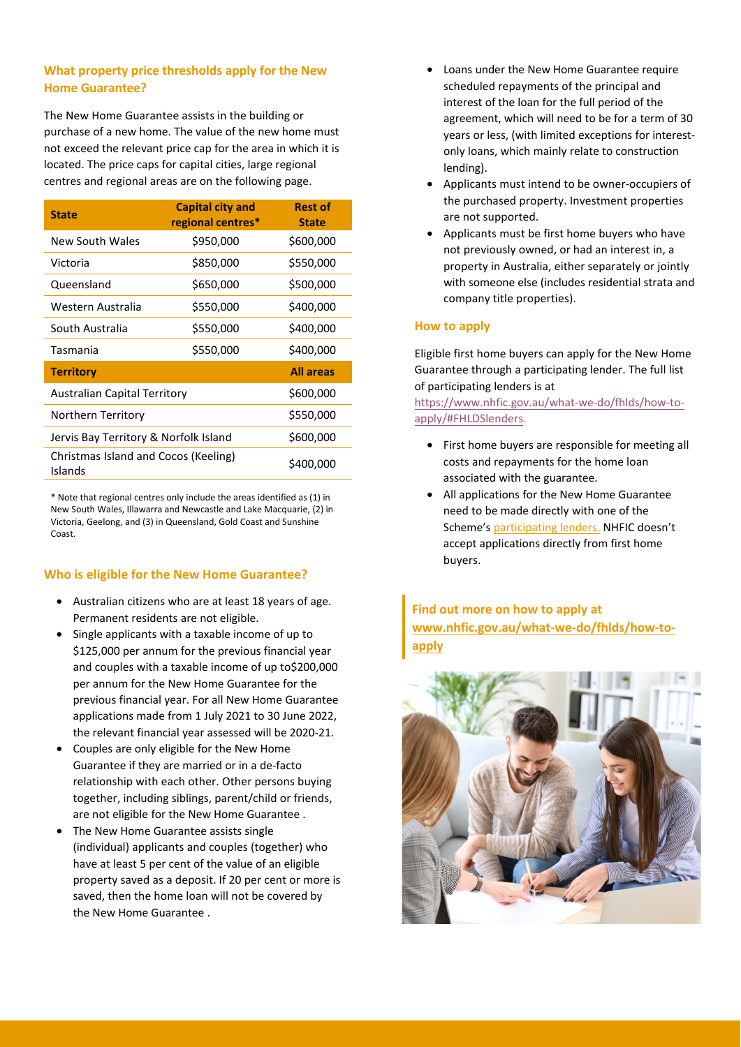## What property price thresholds apply for the New Home Guarantee?

The New Home Guarantee assists in the building or purchase of a new home. The value of the new home must not exceed the relevant price cap for the area in which it is located. The price caps for capital cities, large regional centres and regional areas are on the following page.

| State | Capital city and regional centres* | Rest of State |
|---|---|---|
| New South Wales | $950,000 | $600,000 |
| Victoria | $850,000 | $550,000 |
| Queensland | $650,000 | $500,000 |
| Western Australia | $550,000 | $400,000 |
| South Australia | $550,000 | $400,000 |
| Tasmania | $550,000 | $400,000 |
| **Territory** | | **All areas** |
| Australian Capital Territory | | $600,000 |
| Northern Territory | | $550,000 |
| Jervis Bay Territory & Norfolk Island | | $600,000 |
| Christmas Island and Cocos (Keeling) Islands | | $400,000 |

* Note that regional centres only include the areas identified as (1) in New South Wales, Illawarra and Newcastle and Lake Macquarie, (2) in Victoria, Geelong, and (3) in Queensland, Gold Coast and Sunshine Coast.

## Who is eligible for the New Home Guarantee?

- Australian citizens who are at least 18 years of age. Permanent residents are not eligible.
- Single applicants with a taxable income of up to $125,000 per annum for the previous financial year and couples with a taxable income of up to$200,000 per annum for the New Home Guarantee for the previous financial year. For all New Home Guarantee applications made from 1 July 2021 to 30 June 2022, the relevant financial year assessed will be 2020-21.
- Couples are only eligible for the New Home Guarantee if they are married or in a de-facto relationship with each other. Other persons buying together, including siblings, parent/child or friends, are not eligible for the New Home Guarantee .
- The New Home Guarantee assists single (individual) applicants and couples (together) who have at least 5 per cent of the value of an eligible property saved as a deposit. If 20 per cent or more is saved, then the home loan will not be covered by the New Home Guarantee .
- Loans under the New Home Guarantee require scheduled repayments of the principal and interest of the loan for the full period of the agreement, which will need to be for a term of 30 years or less, (with limited exceptions for interest-only loans, which mainly relate to construction lending).
- Applicants must intend to be owner-occupiers of the purchased property. Investment properties are not supported.
- Applicants must be first home buyers who have not previously owned, or had an interest in, a property in Australia, either separately or jointly with someone else (includes residential strata and company title properties).

## How to apply

Eligible first home buyers can apply for the New Home Guarantee through a participating lender. The full list of participating lenders is at https://www.nhfic.gov.au/what-we-do/fhlds/how-to-apply/#FHLDSlenders.

- First home buyers are responsible for meeting all costs and repayments for the home loan associated with the guarantee.
- All applications for the New Home Guarantee need to be made directly with one of the Scheme's participating lenders. NHFIC doesn't accept applications directly from first home buyers.

**Find out more on how to apply at www.nhfic.gov.au/what-we-do/fhlds/how-to-apply**